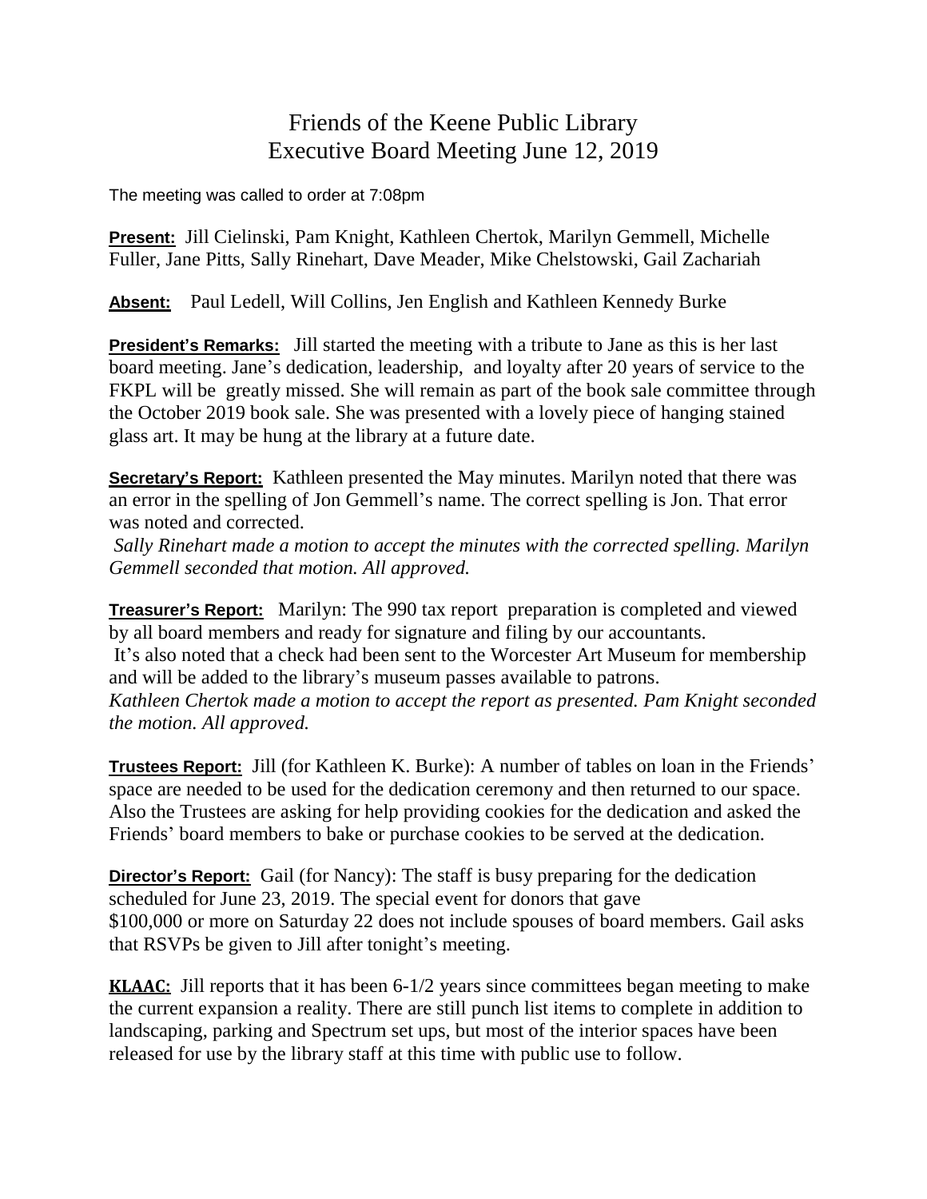# Friends of the Keene Public Library
## Executive Board Meeting June 12, 2019

The meeting was called to order at 7:08pm

**Present:** Jill Cielinski, Pam Knight, Kathleen Chertok, Marilyn Gemmell, Michelle Fuller, Jane Pitts, Sally Rinehart, Dave Meader, Mike Chelstowski, Gail Zachariah

**Absent:** Paul Ledell, Will Collins, Jen English and Kathleen Kennedy Burke

**President's Remarks:** Jill started the meeting with a tribute to Jane as this is her last board meeting. Jane's dedication, leadership, and loyalty after 20 years of service to the FKPL will be greatly missed. She will remain as part of the book sale committee through the October 2019 book sale. She was presented with a lovely piece of hanging stained glass art. It may be hung at the library at a future date.

**Secretary's Report:** Kathleen presented the May minutes. Marilyn noted that there was an error in the spelling of Jon Gemmell's name. The correct spelling is Jon. That error was noted and corrected.

*Sally Rinehart made a motion to accept the minutes with the corrected spelling. Marilyn Gemmell seconded that motion. All approved.*

**Treasurer's Report:** Marilyn: The 990 tax report preparation is completed and viewed by all board members and ready for signature and filing by our accountants.

It's also noted that a check had been sent to the Worcester Art Museum for membership and will be added to the library's museum passes available to patrons.

*Kathleen Chertok made a motion to accept the report as presented. Pam Knight seconded the motion. All approved.*

**Trustees Report:** Jill (for Kathleen K. Burke): A number of tables on loan in the Friends' space are needed to be used for the dedication ceremony and then returned to our space. Also the Trustees are asking for help providing cookies for the dedication and asked the Friends' board members to bake or purchase cookies to be served at the dedication.

**Director's Report:** Gail (for Nancy): The staff is busy preparing for the dedication scheduled for June 23, 2019. The special event for donors that gave $100,000 or more on Saturday 22 does not include spouses of board members. Gail asks that RSVPs be given to Jill after tonight's meeting.

**KLAAC:** Jill reports that it has been 6-1/2 years since committees began meeting to make the current expansion a reality. There are still punch list items to complete in addition to landscaping, parking and Spectrum set ups, but most of the interior spaces have been released for use by the library staff at this time with public use to follow.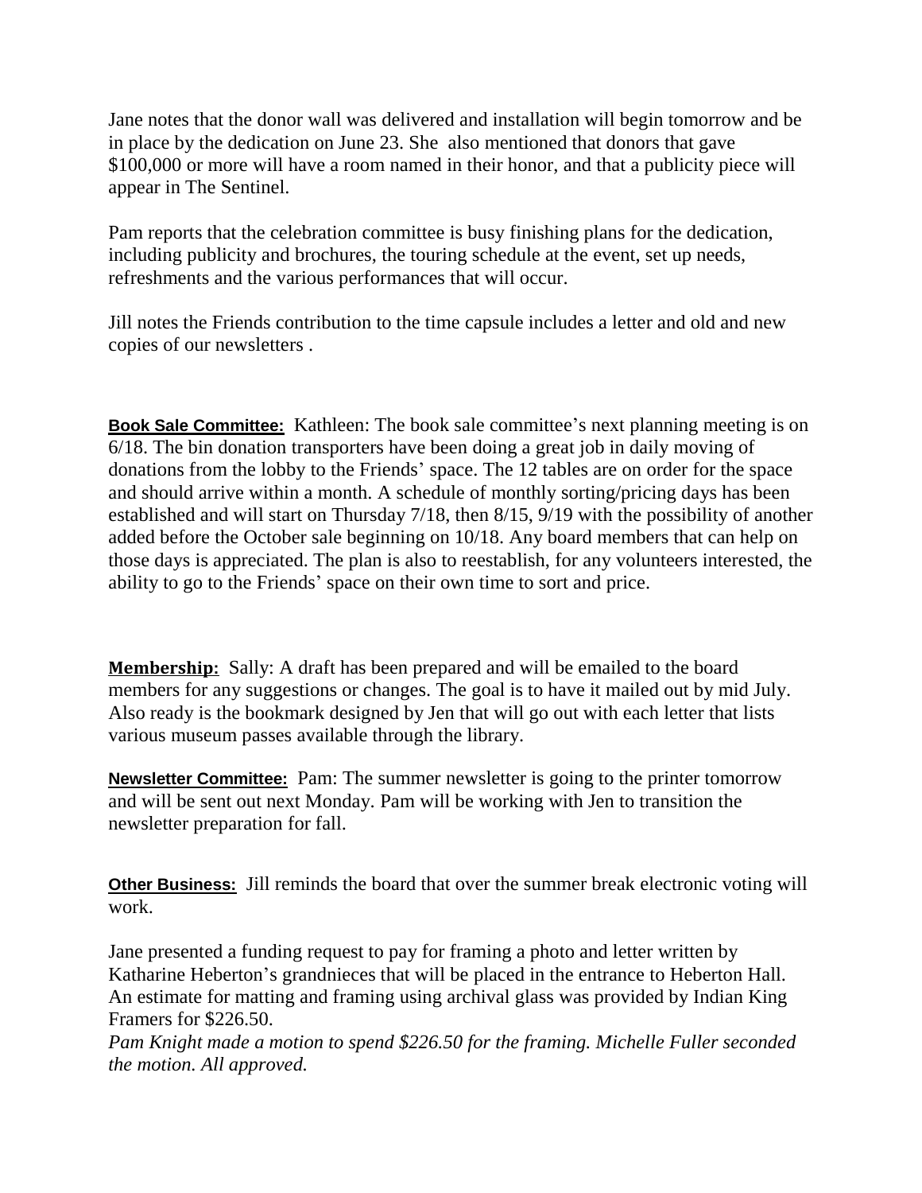Jane notes that the donor wall was delivered and installation will begin tomorrow and be in place by the dedication on June 23. She also mentioned that donors that gave $100,000 or more will have a room named in their honor, and that a publicity piece will appear in The Sentinel.

Pam reports that the celebration committee is busy finishing plans for the dedication, including publicity and brochures, the touring schedule at the event, set up needs, refreshments and the various performances that will occur.

Jill notes the Friends contribution to the time capsule includes a letter and old and new copies of our newsletters .

**Book Sale Committee:** Kathleen: The book sale committee's next planning meeting is on 6/18. The bin donation transporters have been doing a great job in daily moving of donations from the lobby to the Friends' space. The 12 tables are on order for the space and should arrive within a month. A schedule of monthly sorting/pricing days has been established and will start on Thursday 7/18, then 8/15, 9/19 with the possibility of another added before the October sale beginning on 10/18. Any board members that can help on those days is appreciated. The plan is also to reestablish, for any volunteers interested, the ability to go to the Friends' space on their own time to sort and price.

**Membership:** Sally: A draft has been prepared and will be emailed to the board members for any suggestions or changes. The goal is to have it mailed out by mid July. Also ready is the bookmark designed by Jen that will go out with each letter that lists various museum passes available through the library.

**Newsletter Committee:** Pam: The summer newsletter is going to the printer tomorrow and will be sent out next Monday. Pam will be working with Jen to transition the newsletter preparation for fall.

**Other Business:** Jill reminds the board that over the summer break electronic voting will work.

Jane presented a funding request to pay for framing a photo and letter written by Katharine Heberton's grandnieces that will be placed in the entrance to Heberton Hall. An estimate for matting and framing using archival glass was provided by Indian King Framers for $226.50.

*Pam Knight made a motion to spend $226.50 for the framing. Michelle Fuller seconded the motion. All approved.*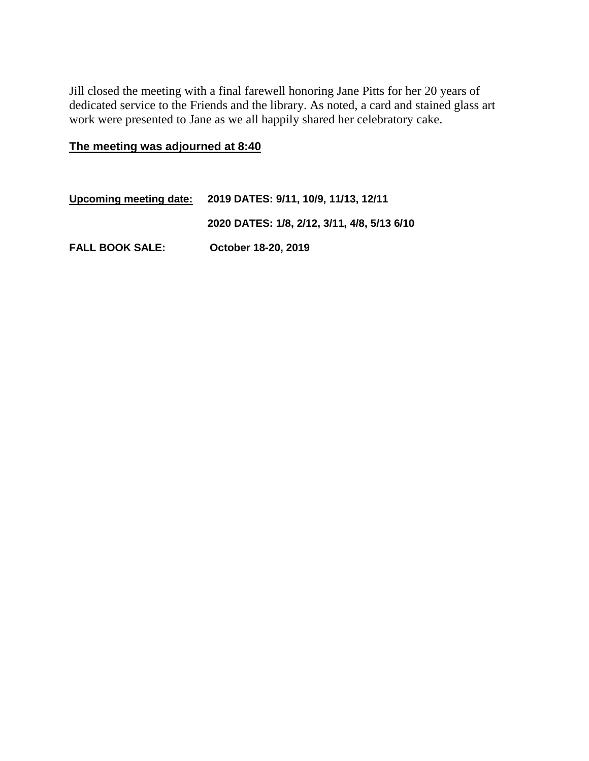Jill closed the meeting with a final farewell honoring Jane Pitts for her 20 years of dedicated service to the Friends and the library. As noted, a card and stained glass art work were presented to Jane as we all happily shared her celebratory cake.

**The meeting was adjourned at 8:40**

**Upcoming meeting date:** **2019 DATES: 9/11, 10/9, 11/13, 12/11**

**2020 DATES: 1/8, 2/12, 3/11, 4/8, 5/13 6/10**

**FALL BOOK SALE:** **October 18-20, 2019**